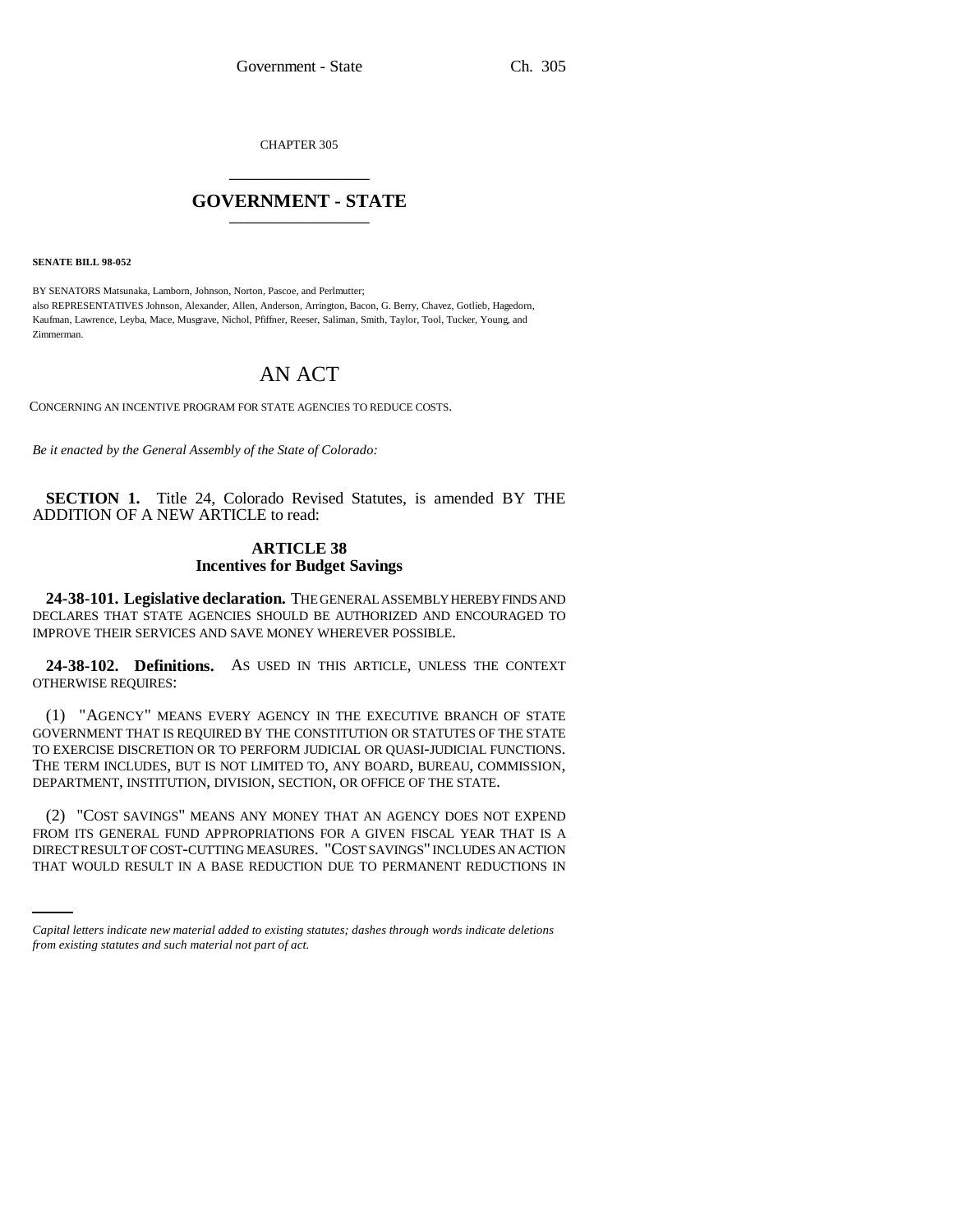CHAPTER 305

# GOVERNMENT - STATE

**SENATE BILL 98-052**

BY SENATORS Matsunaka, Lamborn, Johnson, Norton, Pascoe, and Perlmutter;
also REPRESENTATIVES Johnson, Alexander, Allen, Anderson, Arrington, Bacon, G. Berry, Chavez, Gotlieb, Hagedorn, Kaufman, Lawrence, Leyba, Mace, Musgrave, Nichol, Pfiffner, Reeser, Saliman, Smith, Taylor, Tool, Tucker, Young, and Zimmerman.

# AN ACT

CONCERNING AN INCENTIVE PROGRAM FOR STATE AGENCIES TO REDUCE COSTS.

*Be it enacted by the General Assembly of the State of Colorado:*

**SECTION 1.** Title 24, Colorado Revised Statutes, is amended BY THE ADDITION OF A NEW ARTICLE to read:

## ARTICLE 38
## Incentives for Budget Savings

**24-38-101. Legislative declaration.** THE GENERAL ASSEMBLY HEREBY FINDS AND DECLARES THAT STATE AGENCIES SHOULD BE AUTHORIZED AND ENCOURAGED TO IMPROVE THEIR SERVICES AND SAVE MONEY WHEREVER POSSIBLE.

**24-38-102. Definitions.** AS USED IN THIS ARTICLE, UNLESS THE CONTEXT OTHERWISE REQUIRES:

(1) "AGENCY" MEANS EVERY AGENCY IN THE EXECUTIVE BRANCH OF STATE GOVERNMENT THAT IS REQUIRED BY THE CONSTITUTION OR STATUTES OF THE STATE TO EXERCISE DISCRETION OR TO PERFORM JUDICIAL OR QUASI-JUDICIAL FUNCTIONS. THE TERM INCLUDES, BUT IS NOT LIMITED TO, ANY BOARD, BUREAU, COMMISSION, DEPARTMENT, INSTITUTION, DIVISION, SECTION, OR OFFICE OF THE STATE.

(2) "COST SAVINGS" MEANS ANY MONEY THAT AN AGENCY DOES NOT EXPEND FROM ITS GENERAL FUND APPROPRIATIONS FOR A GIVEN FISCAL YEAR THAT IS A DIRECT RESULT OF COST-CUTTING MEASURES. "COST SAVINGS" INCLUDES AN ACTION THAT WOULD RESULT IN A BASE REDUCTION DUE TO PERMANENT REDUCTIONS IN

*Capital letters indicate new material added to existing statutes; dashes through words indicate deletions from existing statutes and such material not part of act.*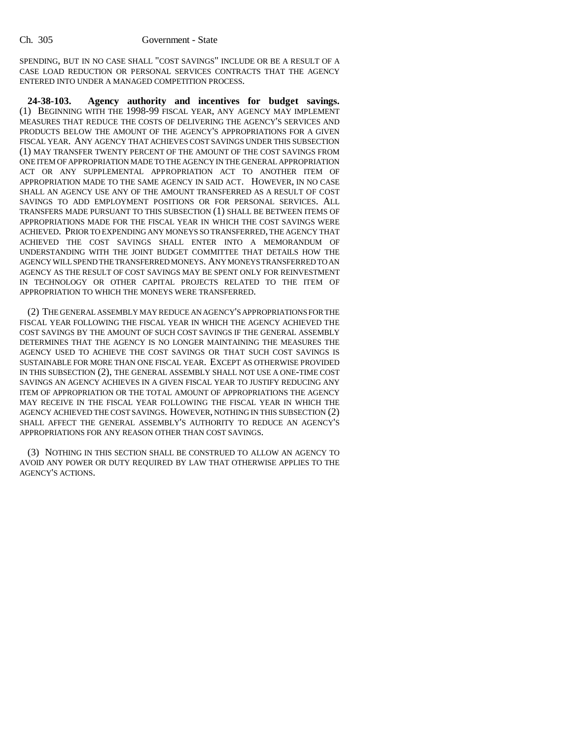SPENDING, BUT IN NO CASE SHALL "COST SAVINGS" INCLUDE OR BE A RESULT OF A CASE LOAD REDUCTION OR PERSONAL SERVICES CONTRACTS THAT THE AGENCY ENTERED INTO UNDER A MANAGED COMPETITION PROCESS.

**24-38-103. Agency authority and incentives for budget savings.** (1) BEGINNING WITH THE 1998-99 FISCAL YEAR, ANY AGENCY MAY IMPLEMENT MEASURES THAT REDUCE THE COSTS OF DELIVERING THE AGENCY'S SERVICES AND PRODUCTS BELOW THE AMOUNT OF THE AGENCY'S APPROPRIATIONS FOR A GIVEN FISCAL YEAR. ANY AGENCY THAT ACHIEVES COST SAVINGS UNDER THIS SUBSECTION (1) MAY TRANSFER TWENTY PERCENT OF THE AMOUNT OF THE COST SAVINGS FROM ONE ITEM OF APPROPRIATION MADE TO THE AGENCY IN THE GENERAL APPROPRIATION ACT OR ANY SUPPLEMENTAL APPROPRIATION ACT TO ANOTHER ITEM OF APPROPRIATION MADE TO THE SAME AGENCY IN SAID ACT. HOWEVER, IN NO CASE SHALL AN AGENCY USE ANY OF THE AMOUNT TRANSFERRED AS A RESULT OF COST SAVINGS TO ADD EMPLOYMENT POSITIONS OR FOR PERSONAL SERVICES. ALL TRANSFERS MADE PURSUANT TO THIS SUBSECTION (1) SHALL BE BETWEEN ITEMS OF APPROPRIATIONS MADE FOR THE FISCAL YEAR IN WHICH THE COST SAVINGS WERE ACHIEVED. PRIOR TO EXPENDING ANY MONEYS SO TRANSFERRED, THE AGENCY THAT ACHIEVED THE COST SAVINGS SHALL ENTER INTO A MEMORANDUM OF UNDERSTANDING WITH THE JOINT BUDGET COMMITTEE THAT DETAILS HOW THE AGENCY WILL SPEND THE TRANSFERRED MONEYS. ANY MONEYS TRANSFERRED TO AN AGENCY AS THE RESULT OF COST SAVINGS MAY BE SPENT ONLY FOR REINVESTMENT IN TECHNOLOGY OR OTHER CAPITAL PROJECTS RELATED TO THE ITEM OF APPROPRIATION TO WHICH THE MONEYS WERE TRANSFERRED.

(2) THE GENERAL ASSEMBLY MAY REDUCE AN AGENCY'S APPROPRIATIONS FOR THE FISCAL YEAR FOLLOWING THE FISCAL YEAR IN WHICH THE AGENCY ACHIEVED THE COST SAVINGS BY THE AMOUNT OF SUCH COST SAVINGS IF THE GENERAL ASSEMBLY DETERMINES THAT THE AGENCY IS NO LONGER MAINTAINING THE MEASURES THE AGENCY USED TO ACHIEVE THE COST SAVINGS OR THAT SUCH COST SAVINGS IS SUSTAINABLE FOR MORE THAN ONE FISCAL YEAR. EXCEPT AS OTHERWISE PROVIDED IN THIS SUBSECTION (2), THE GENERAL ASSEMBLY SHALL NOT USE A ONE-TIME COST SAVINGS AN AGENCY ACHIEVES IN A GIVEN FISCAL YEAR TO JUSTIFY REDUCING ANY ITEM OF APPROPRIATION OR THE TOTAL AMOUNT OF APPROPRIATIONS THE AGENCY MAY RECEIVE IN THE FISCAL YEAR FOLLOWING THE FISCAL YEAR IN WHICH THE AGENCY ACHIEVED THE COST SAVINGS. HOWEVER, NOTHING IN THIS SUBSECTION (2) SHALL AFFECT THE GENERAL ASSEMBLY'S AUTHORITY TO REDUCE AN AGENCY'S APPROPRIATIONS FOR ANY REASON OTHER THAN COST SAVINGS.

(3) NOTHING IN THIS SECTION SHALL BE CONSTRUED TO ALLOW AN AGENCY TO AVOID ANY POWER OR DUTY REQUIRED BY LAW THAT OTHERWISE APPLIES TO THE AGENCY'S ACTIONS.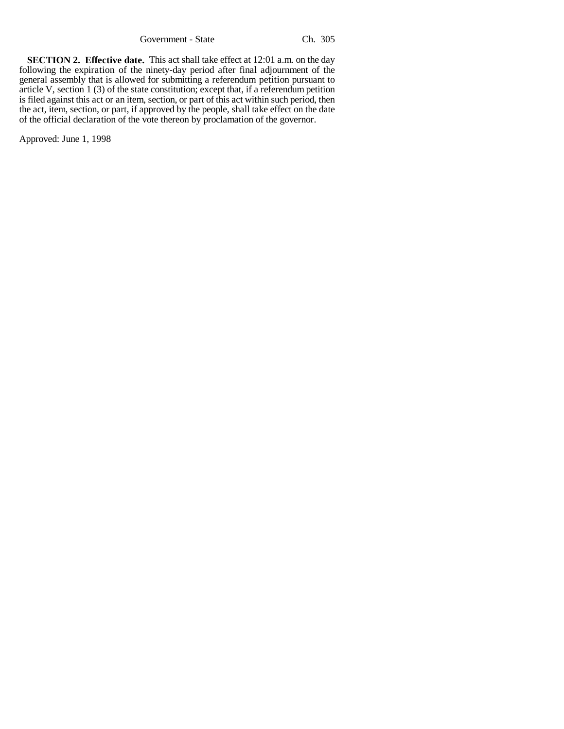**SECTION 2. Effective date.** This act shall take effect at 12:01 a.m. on the day following the expiration of the ninety-day period after final adjournment of the general assembly that is allowed for submitting a referendum petition pursuant to article V, section 1 (3) of the state constitution; except that, if a referendum petition is filed against this act or an item, section, or part of this act within such period, then the act, item, section, or part, if approved by the people, shall take effect on the date of the official declaration of the vote thereon by proclamation of the governor.

Approved: June 1, 1998